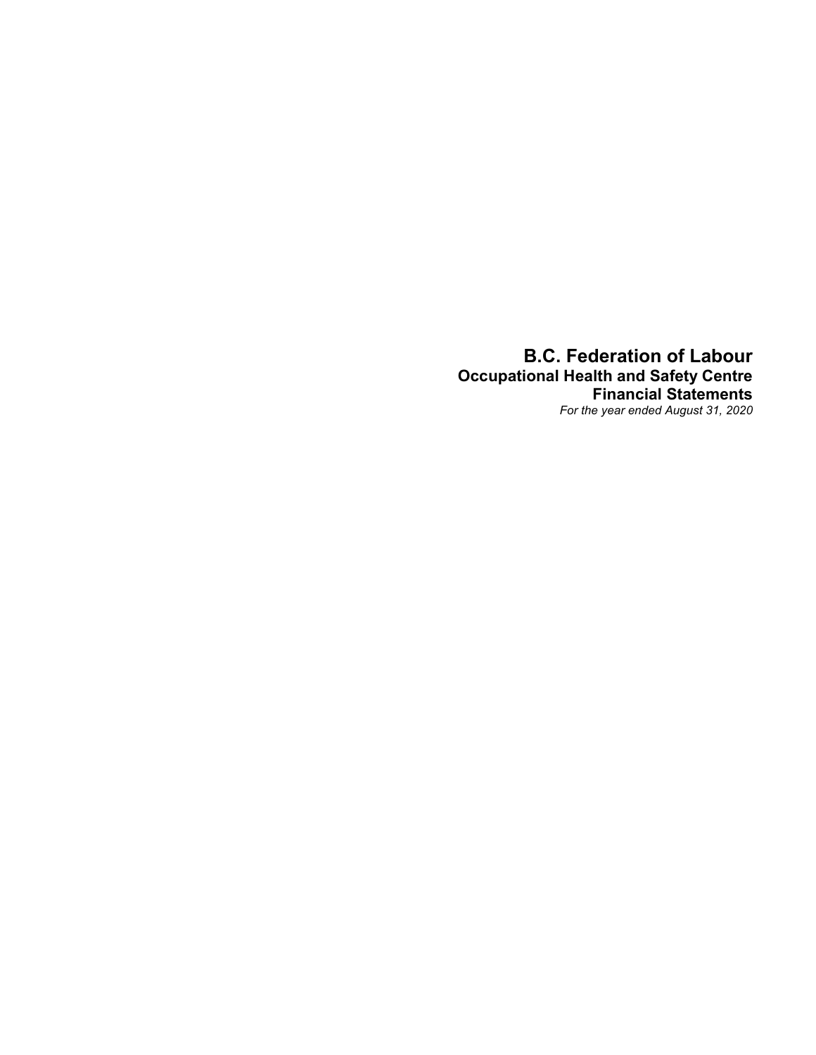# B.C. Federation of Labour
## Occupational Health and Safety Centre
## Financial Statements
*For the year ended August 31, 2020*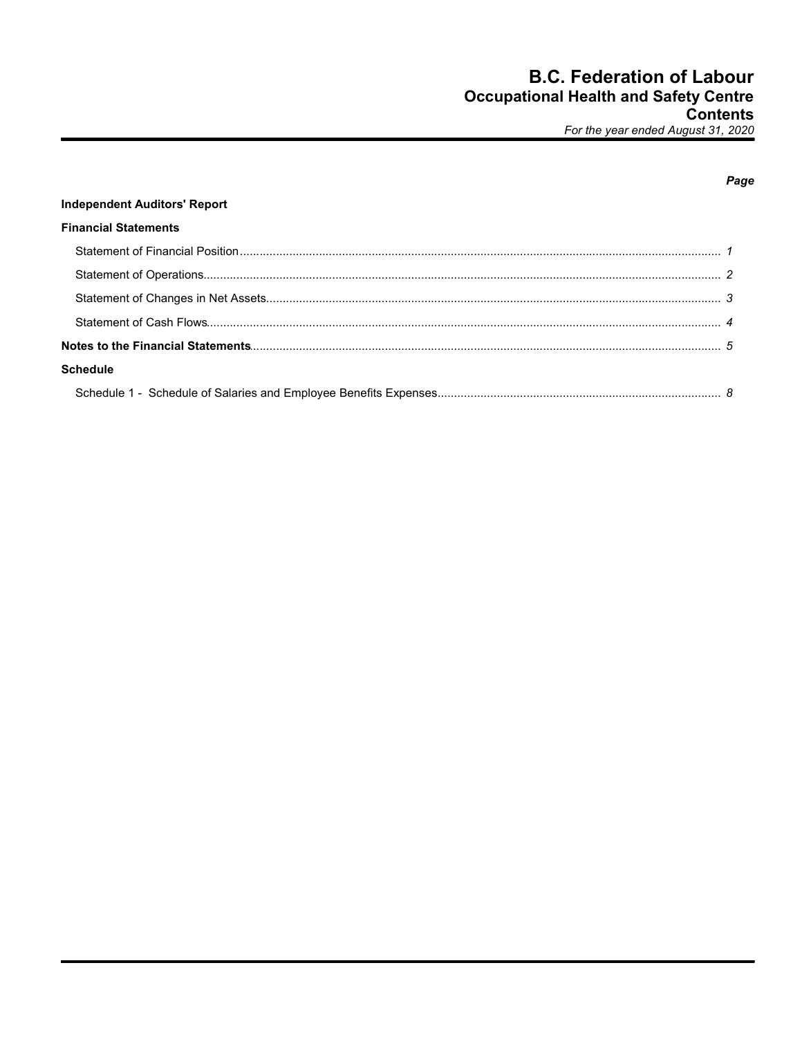# B.C. Federation of Labour
## Occupational Health and Safety Centre
## Contents
*For the year ended August 31, 2020*

| | *Page* |
|---|---|
| **Independent Auditors' Report** | |
| **Financial Statements** | |
| Statement of Financial Position | *1* |
| Statement of Operations | *2* |
| Statement of Changes in Net Assets | *3* |
| Statement of Cash Flows | *4* |
| **Notes to the Financial Statements** | *5* |
| **Schedule** | |
| Schedule 1 - Schedule of Salaries and Employee Benefits Expenses | *8* |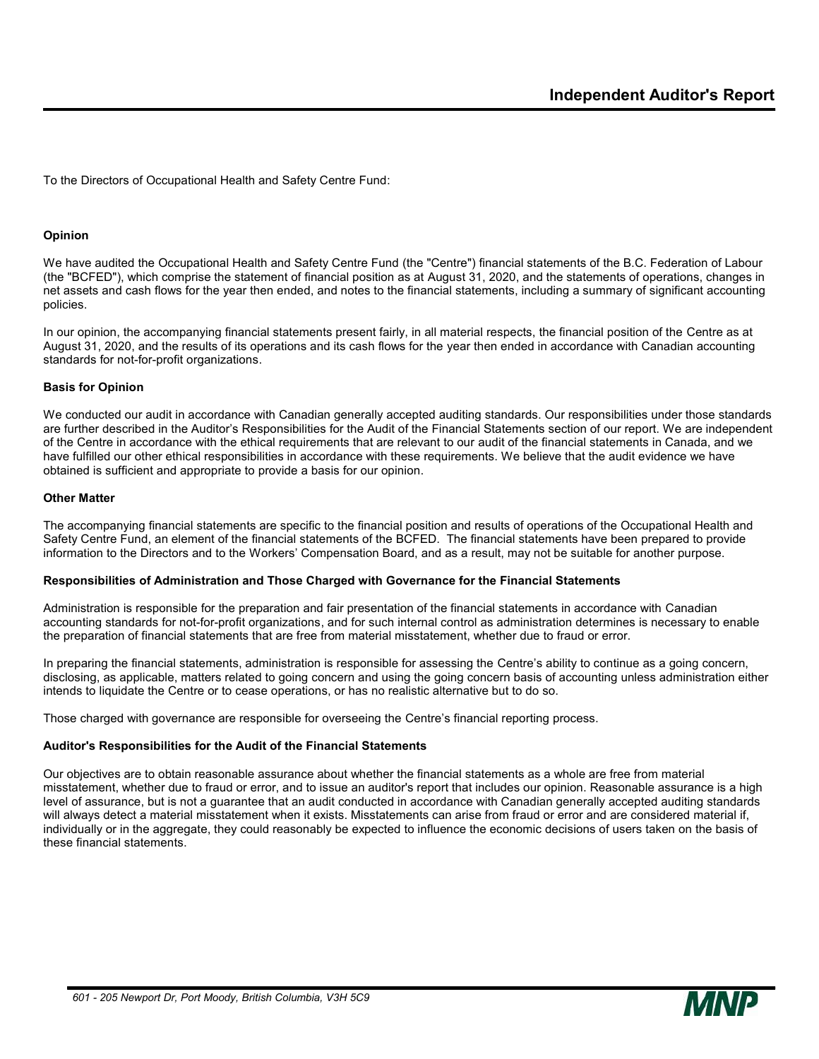# Independent Auditor's Report

To the Directors of Occupational Health and Safety Centre Fund:

**Opinion**

We have audited the Occupational Health and Safety Centre Fund (the "Centre") financial statements of the B.C. Federation of Labour (the "BCFED"), which comprise the statement of financial position as at August 31, 2020, and the statements of operations, changes in net assets and cash flows for the year then ended, and notes to the financial statements, including a summary of significant accounting policies.

In our opinion, the accompanying financial statements present fairly, in all material respects, the financial position of the Centre as at August 31, 2020, and the results of its operations and its cash flows for the year then ended in accordance with Canadian accounting standards for not-for-profit organizations.

**Basis for Opinion**

We conducted our audit in accordance with Canadian generally accepted auditing standards. Our responsibilities under those standards are further described in the Auditor's Responsibilities for the Audit of the Financial Statements section of our report. We are independent of the Centre in accordance with the ethical requirements that are relevant to our audit of the financial statements in Canada, and we have fulfilled our other ethical responsibilities in accordance with these requirements. We believe that the audit evidence we have obtained is sufficient and appropriate to provide a basis for our opinion.

**Other Matter**

The accompanying financial statements are specific to the financial position and results of operations of the Occupational Health and Safety Centre Fund, an element of the financial statements of the BCFED. The financial statements have been prepared to provide information to the Directors and to the Workers' Compensation Board, and as a result, may not be suitable for another purpose.

**Responsibilities of Administration and Those Charged with Governance for the Financial Statements**

Administration is responsible for the preparation and fair presentation of the financial statements in accordance with Canadian accounting standards for not-for-profit organizations, and for such internal control as administration determines is necessary to enable the preparation of financial statements that are free from material misstatement, whether due to fraud or error.

In preparing the financial statements, administration is responsible for assessing the Centre's ability to continue as a going concern, disclosing, as applicable, matters related to going concern and using the going concern basis of accounting unless administration either intends to liquidate the Centre or to cease operations, or has no realistic alternative but to do so.

Those charged with governance are responsible for overseeing the Centre's financial reporting process.

**Auditor's Responsibilities for the Audit of the Financial Statements**

Our objectives are to obtain reasonable assurance about whether the financial statements as a whole are free from material misstatement, whether due to fraud or error, and to issue an auditor's report that includes our opinion. Reasonable assurance is a high level of assurance, but is not a guarantee that an audit conducted in accordance with Canadian generally accepted auditing standards will always detect a material misstatement when it exists. Misstatements can arise from fraud or error and are considered material if, individually or in the aggregate, they could reasonably be expected to influence the economic decisions of users taken on the basis of these financial statements.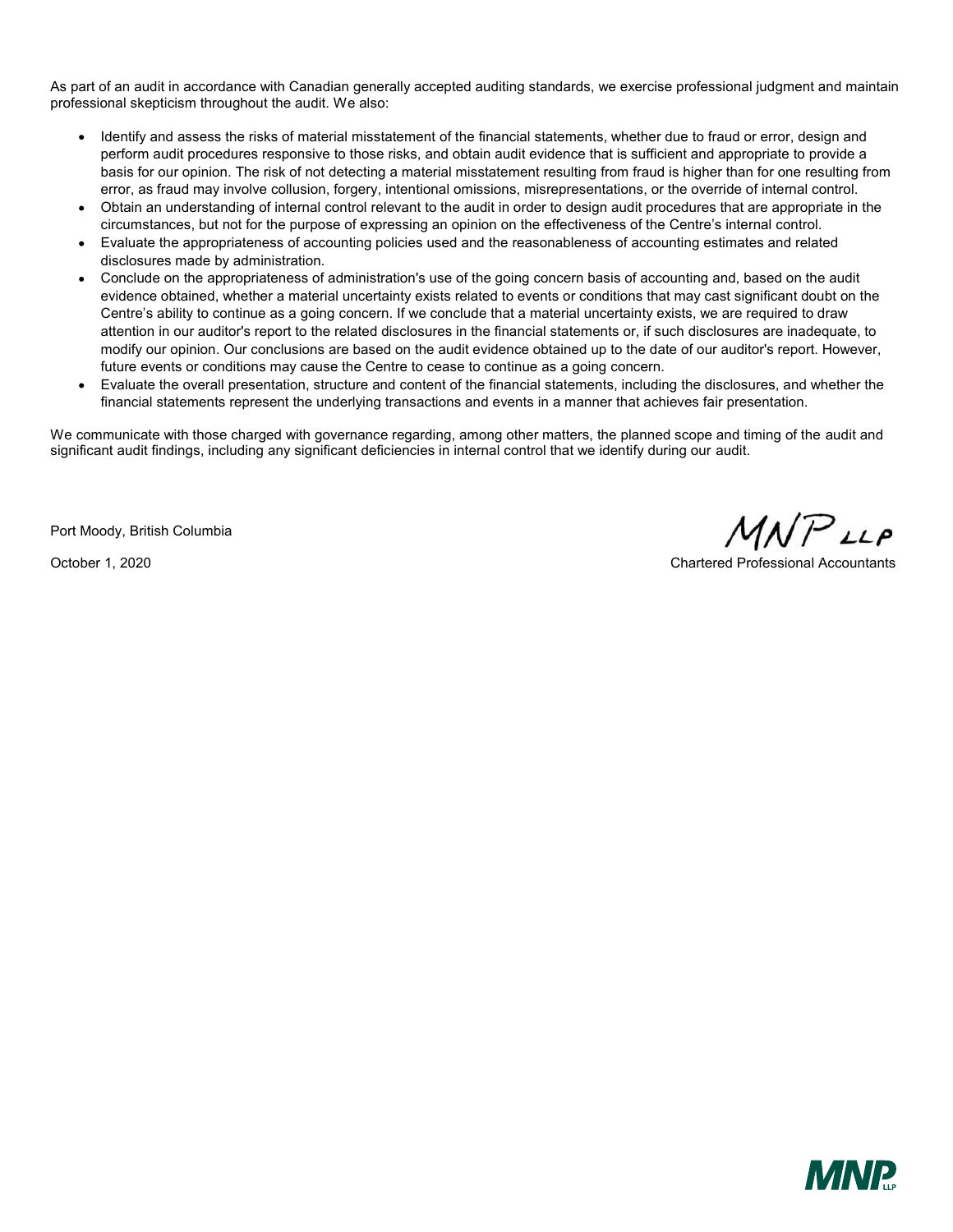As part of an audit in accordance with Canadian generally accepted auditing standards, we exercise professional judgment and maintain professional skepticism throughout the audit. We also:

- Identify and assess the risks of material misstatement of the financial statements, whether due to fraud or error, design and perform audit procedures responsive to those risks, and obtain audit evidence that is sufficient and appropriate to provide a basis for our opinion. The risk of not detecting a material misstatement resulting from fraud is higher than for one resulting from error, as fraud may involve collusion, forgery, intentional omissions, misrepresentations, or the override of internal control.
- Obtain an understanding of internal control relevant to the audit in order to design audit procedures that are appropriate in the circumstances, but not for the purpose of expressing an opinion on the effectiveness of the Centre's internal control.
- Evaluate the appropriateness of accounting policies used and the reasonableness of accounting estimates and related disclosures made by administration.
- Conclude on the appropriateness of administration's use of the going concern basis of accounting and, based on the audit evidence obtained, whether a material uncertainty exists related to events or conditions that may cast significant doubt on the Centre's ability to continue as a going concern. If we conclude that a material uncertainty exists, we are required to draw attention in our auditor's report to the related disclosures in the financial statements or, if such disclosures are inadequate, to modify our opinion. Our conclusions are based on the audit evidence obtained up to the date of our auditor's report. However, future events or conditions may cause the Centre to cease to continue as a going concern.
- Evaluate the overall presentation, structure and content of the financial statements, including the disclosures, and whether the financial statements represent the underlying transactions and events in a manner that achieves fair presentation.

We communicate with those charged with governance regarding, among other matters, the planned scope and timing of the audit and significant audit findings, including any significant deficiencies in internal control that we identify during our audit.

Port Moody, British Columbia

October 1, 2020

MNP LLP

Chartered Professional Accountants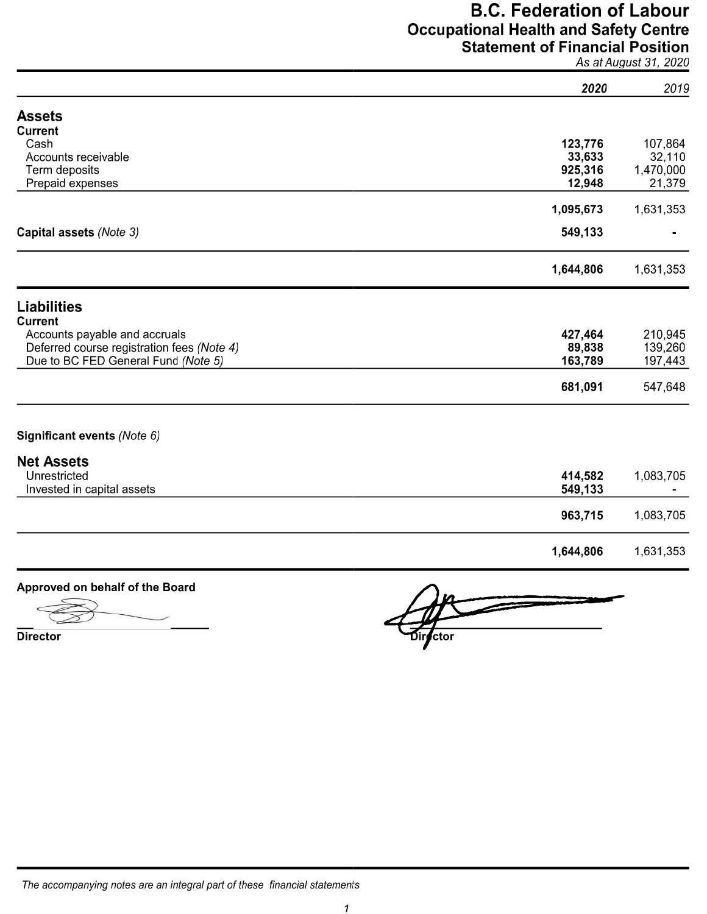# B.C. Federation of Labour
## Occupational Health and Safety Centre
## Statement of Financial Position

*As at August 31, 2020*

| | **2020** | *2019* |
|---|---|---|
| **Assets** | | |
| **Current** | | |
| Cash | **123,776** | 107,864 |
| Accounts receivable | **33,633** | 32,110 |
| Term deposits | **925,316** | 1,470,000 |
| Prepaid expenses | **12,948** | 21,379 |
| | **1,095,673** | 1,631,353 |
| **Capital assets** *(Note 3)* | **549,133** | - |
| | **1,644,806** | 1,631,353 |
| **Liabilities** | | |
| **Current** | | |
| Accounts payable and accruals | **427,464** | 210,945 |
| Deferred course registration fees *(Note 4)* | **89,838** | 139,260 |
| Due to BC FED General Fund *(Note 5)* | **163,789** | 197,443 |
| | **681,091** | 547,648 |
| **Significant events** *(Note 6)* | | |
| **Net Assets** | | |
| Unrestricted | **414,582** | 1,083,705 |
| Invested in capital assets | **549,133** | - |
| | **963,715** | 1,083,705 |
| | **1,644,806** | 1,631,353 |

**Approved on behalf of the Board**

Director

Director

*The accompanying notes are an integral part of these financial statements*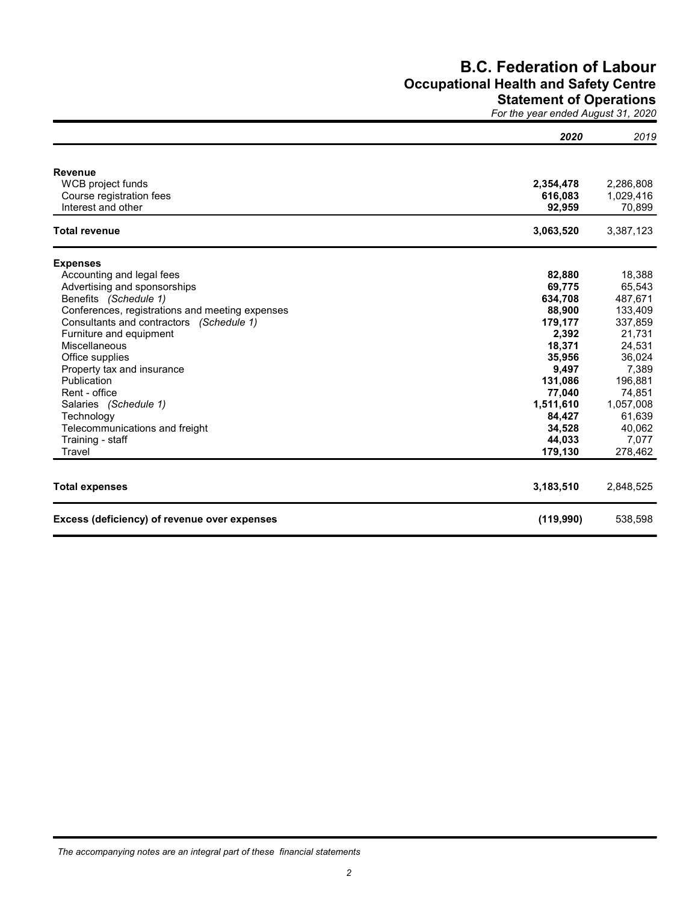# B.C. Federation of Labour
## Occupational Health and Safety Centre
## Statement of Operations

*For the year ended August 31, 2020*

| | *2020* | *2019* |
|---|---|---|
| **Revenue** | | |
| WCB project funds | **2,354,478** | 2,286,808 |
| Course registration fees | **616,083** | 1,029,416 |
| Interest and other | **92,959** | 70,899 |
| **Total revenue** | **3,063,520** | 3,387,123 |
| **Expenses** | | |
| Accounting and legal fees | **82,880** | 18,388 |
| Advertising and sponsorships | **69,775** | 65,543 |
| Benefits *(Schedule 1)* | **634,708** | 487,671 |
| Conferences, registrations and meeting expenses | **88,900** | 133,409 |
| Consultants and contractors *(Schedule 1)* | **179,177** | 337,859 |
| Furniture and equipment | **2,392** | 21,731 |
| Miscellaneous | **18,371** | 24,531 |
| Office supplies | **35,956** | 36,024 |
| Property tax and insurance | **9,497** | 7,389 |
| Publication | **131,086** | 196,881 |
| Rent - office | **77,040** | 74,851 |
| Salaries *(Schedule 1)* | **1,511,610** | 1,057,008 |
| Technology | **84,427** | 61,639 |
| Telecommunications and freight | **34,528** | 40,062 |
| Training - staff | **44,033** | 7,077 |
| Travel | **179,130** | 278,462 |
| **Total expenses** | **3,183,510** | 2,848,525 |
| **Excess (deficiency) of revenue over expenses** | **(119,990)** | 538,598 |

*The accompanying notes are an integral part of these financial statements*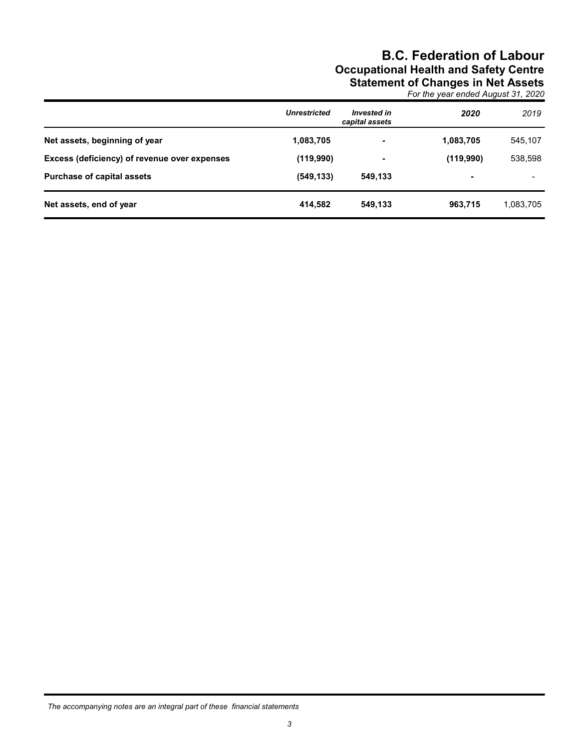# B.C. Federation of Labour

## Occupational Health and Safety Centre

## Statement of Changes in Net Assets

*For the year ended August 31, 2020*

| | *Unrestricted* | *Invested in capital assets* | *2020* | *2019* |
|---|---|---|---|---|
| **Net assets, beginning of year** | **1,083,705** | **-** | **1,083,705** | 545,107 |
| **Excess (deficiency) of revenue over expenses** | **(119,990)** | **-** | **(119,990)** | 538,598 |
| **Purchase of capital assets** | **(549,133)** | **549,133** | **-** | - |
| **Net assets, end of year** | **414,582** | **549,133** | **963,715** | 1,083,705 |

*The accompanying notes are an integral part of these financial statements*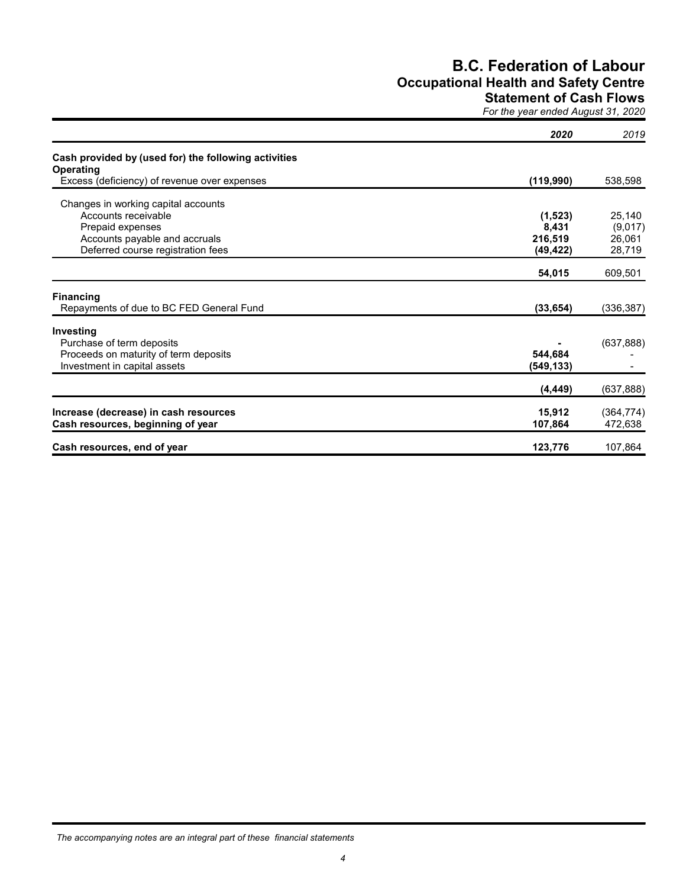# B.C. Federation of Labour
## Occupational Health and Safety Centre
## Statement of Cash Flows

*For the year ended August 31, 2020*

| | ***2020*** | *2019* |
|---|---|---|
| **Cash provided by (used for) the following activities** | | |
| **Operating** | | |
| Excess (deficiency) of revenue over expenses | **(119,990)** | 538,598 |
| Changes in working capital accounts | | |
| Accounts receivable | **(1,523)** | 25,140 |
| Prepaid expenses | **8,431** | (9,017) |
| Accounts payable and accruals | **216,519** | 26,061 |
| Deferred course registration fees | **(49,422)** | 28,719 |
| | **54,015** | 609,501 |
| **Financing** | | |
| Repayments of due to BC FED General Fund | **(33,654)** | (336,387) |
| **Investing** | | |
| Purchase of term deposits | **-** | (637,888) |
| Proceeds on maturity of term deposits | **544,684** | - |
| Investment in capital assets | **(549,133)** | - |
| | **(4,449)** | (637,888) |
| **Increase (decrease) in cash resources** | **15,912** | (364,774) |
| **Cash resources, beginning of year** | **107,864** | 472,638 |
| **Cash resources, end of year** | **123,776** | 107,864 |

*The accompanying notes are an integral part of these financial statements*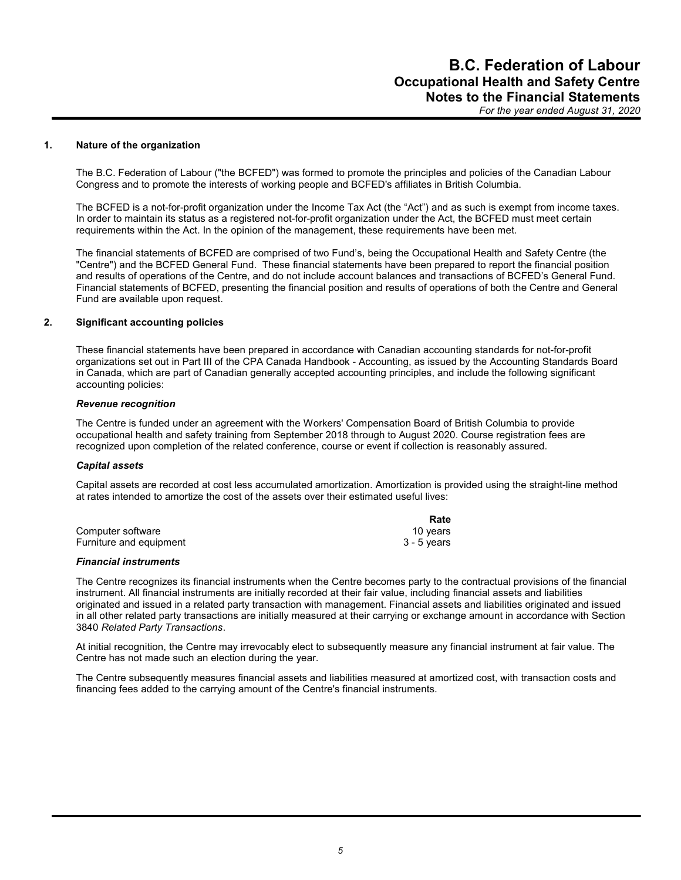# B.C. Federation of Labour
## Occupational Health and Safety Centre
## Notes to the Financial Statements
*For the year ended August 31, 2020*

**1. Nature of the organization**

The B.C. Federation of Labour ("the BCFED") was formed to promote the principles and policies of the Canadian Labour Congress and to promote the interests of working people and BCFED's affiliates in British Columbia.

The BCFED is a not-for-profit organization under the Income Tax Act (the "Act") and as such is exempt from income taxes. In order to maintain its status as a registered not-for-profit organization under the Act, the BCFED must meet certain requirements within the Act. In the opinion of the management, these requirements have been met.

The financial statements of BCFED are comprised of two Fund's, being the Occupational Health and Safety Centre (the "Centre") and the BCFED General Fund. These financial statements have been prepared to report the financial position and results of operations of the Centre, and do not include account balances and transactions of BCFED's General Fund. Financial statements of BCFED, presenting the financial position and results of operations of both the Centre and General Fund are available upon request.

**2. Significant accounting policies**

These financial statements have been prepared in accordance with Canadian accounting standards for not-for-profit organizations set out in Part III of the CPA Canada Handbook - Accounting, as issued by the Accounting Standards Board in Canada, which are part of Canadian generally accepted accounting principles, and include the following significant accounting policies:

***Revenue recognition***

The Centre is funded under an agreement with the Workers' Compensation Board of British Columbia to provide occupational health and safety training from September 2018 through to August 2020. Course registration fees are recognized upon completion of the related conference, course or event if collection is reasonably assured.

***Capital assets***

Capital assets are recorded at cost less accumulated amortization. Amortization is provided using the straight-line method at rates intended to amortize the cost of the assets over their estimated useful lives:

| | Rate |
|---|---|
| Computer software | 10 years |
| Furniture and equipment | 3 - 5 years |

***Financial instruments***

The Centre recognizes its financial instruments when the Centre becomes party to the contractual provisions of the financial instrument. All financial instruments are initially recorded at their fair value, including financial assets and liabilities originated and issued in a related party transaction with management. Financial assets and liabilities originated and issued in all other related party transactions are initially measured at their carrying or exchange amount in accordance with Section 3840 *Related Party Transactions*.

At initial recognition, the Centre may irrevocably elect to subsequently measure any financial instrument at fair value. The Centre has not made such an election during the year.

The Centre subsequently measures financial assets and liabilities measured at amortized cost, with transaction costs and financing fees added to the carrying amount of the Centre's financial instruments.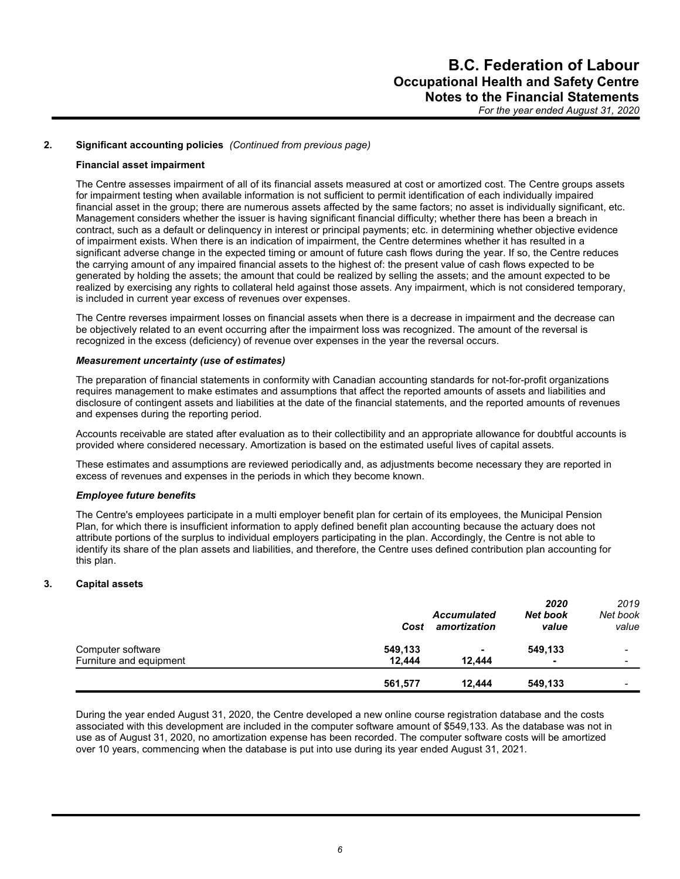## 2. Significant accounting policies *(Continued from previous page)*

**Financial asset impairment**

The Centre assesses impairment of all of its financial assets measured at cost or amortized cost. The Centre groups assets for impairment testing when available information is not sufficient to permit identification of each individually impaired financial asset in the group; there are numerous assets affected by the same factors; no asset is individually significant, etc. Management considers whether the issuer is having significant financial difficulty; whether there has been a breach in contract, such as a default or delinquency in interest or principal payments; etc. in determining whether objective evidence of impairment exists. When there is an indication of impairment, the Centre determines whether it has resulted in a significant adverse change in the expected timing or amount of future cash flows during the year. If so, the Centre reduces the carrying amount of any impaired financial assets to the highest of: the present value of cash flows expected to be generated by holding the assets; the amount that could be realized by selling the assets; and the amount expected to be realized by exercising any rights to collateral held against those assets. Any impairment, which is not considered temporary, is included in current year excess of revenues over expenses.

The Centre reverses impairment losses on financial assets when there is a decrease in impairment and the decrease can be objectively related to an event occurring after the impairment loss was recognized. The amount of the reversal is recognized in the excess (deficiency) of revenue over expenses in the year the reversal occurs.

***Measurement uncertainty (use of estimates)***

The preparation of financial statements in conformity with Canadian accounting standards for not-for-profit organizations requires management to make estimates and assumptions that affect the reported amounts of assets and liabilities and disclosure of contingent assets and liabilities at the date of the financial statements, and the reported amounts of revenues and expenses during the reporting period.

Accounts receivable are stated after evaluation as to their collectibility and an appropriate allowance for doubtful accounts is provided where considered necessary. Amortization is based on the estimated useful lives of capital assets.

These estimates and assumptions are reviewed periodically and, as adjustments become necessary they are reported in excess of revenues and expenses in the periods in which they become known.

***Employee future benefits***

The Centre's employees participate in a multi employer benefit plan for certain of its employees, the Municipal Pension Plan, for which there is insufficient information to apply defined benefit plan accounting because the actuary does not attribute portions of the surplus to individual employers participating in the plan. Accordingly, the Centre is not able to identify its share of the plan assets and liabilities, and therefore, the Centre uses defined contribution plan accounting for this plan.

## 3. Capital assets

| | ***Cost*** | ***Accumulated amortization*** | ***2020 Net book value*** | *2019 Net book value* |
|---|---|---|---|---|
| Computer software | **549,133** | **-** | **549,133** | - |
| Furniture and equipment | **12,444** | **12,444** | **-** | - |
| | **561,577** | **12,444** | **549,133** | - |

During the year ended August 31, 2020, the Centre developed a new online course registration database and the costs associated with this development are included in the computer software amount of $549,133. As the database was not in use as of August 31, 2020, no amortization expense has been recorded. The computer software costs will be amortized over 10 years, commencing when the database is put into use during its year ended August 31, 2021.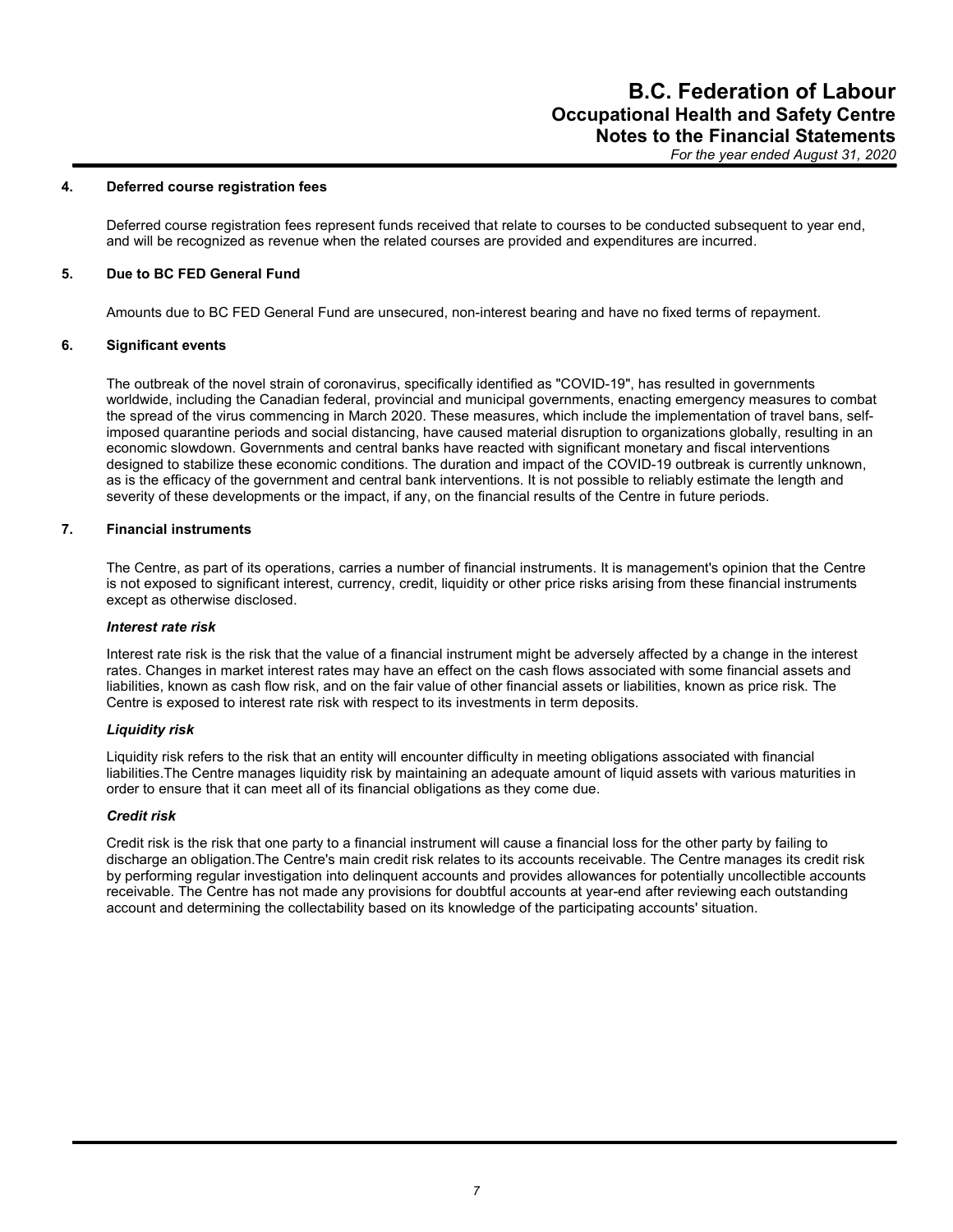### 4. Deferred course registration fees

Deferred course registration fees represent funds received that relate to courses to be conducted subsequent to year end, and will be recognized as revenue when the related courses are provided and expenditures are incurred.

### 5. Due to BC FED General Fund

Amounts due to BC FED General Fund are unsecured, non-interest bearing and have no fixed terms of repayment.

### 6. Significant events

The outbreak of the novel strain of coronavirus, specifically identified as "COVID-19", has resulted in governments worldwide, including the Canadian federal, provincial and municipal governments, enacting emergency measures to combat the spread of the virus commencing in March 2020. These measures, which include the implementation of travel bans, self-imposed quarantine periods and social distancing, have caused material disruption to organizations globally, resulting in an economic slowdown. Governments and central banks have reacted with significant monetary and fiscal interventions designed to stabilize these economic conditions. The duration and impact of the COVID-19 outbreak is currently unknown, as is the efficacy of the government and central bank interventions. It is not possible to reliably estimate the length and severity of these developments or the impact, if any, on the financial results of the Centre in future periods.

### 7. Financial instruments

The Centre, as part of its operations, carries a number of financial instruments. It is management's opinion that the Centre is not exposed to significant interest, currency, credit, liquidity or other price risks arising from these financial instruments except as otherwise disclosed.

***Interest rate risk***

Interest rate risk is the risk that the value of a financial instrument might be adversely affected by a change in the interest rates. Changes in market interest rates may have an effect on the cash flows associated with some financial assets and liabilities, known as cash flow risk, and on the fair value of other financial assets or liabilities, known as price risk. The Centre is exposed to interest rate risk with respect to its investments in term deposits.

***Liquidity risk***

Liquidity risk refers to the risk that an entity will encounter difficulty in meeting obligations associated with financial liabilities.The Centre manages liquidity risk by maintaining an adequate amount of liquid assets with various maturities in order to ensure that it can meet all of its financial obligations as they come due.

***Credit risk***

Credit risk is the risk that one party to a financial instrument will cause a financial loss for the other party by failing to discharge an obligation.The Centre's main credit risk relates to its accounts receivable. The Centre manages its credit risk by performing regular investigation into delinquent accounts and provides allowances for potentially uncollectible accounts receivable. The Centre has not made any provisions for doubtful accounts at year-end after reviewing each outstanding account and determining the collectability based on its knowledge of the participating accounts' situation.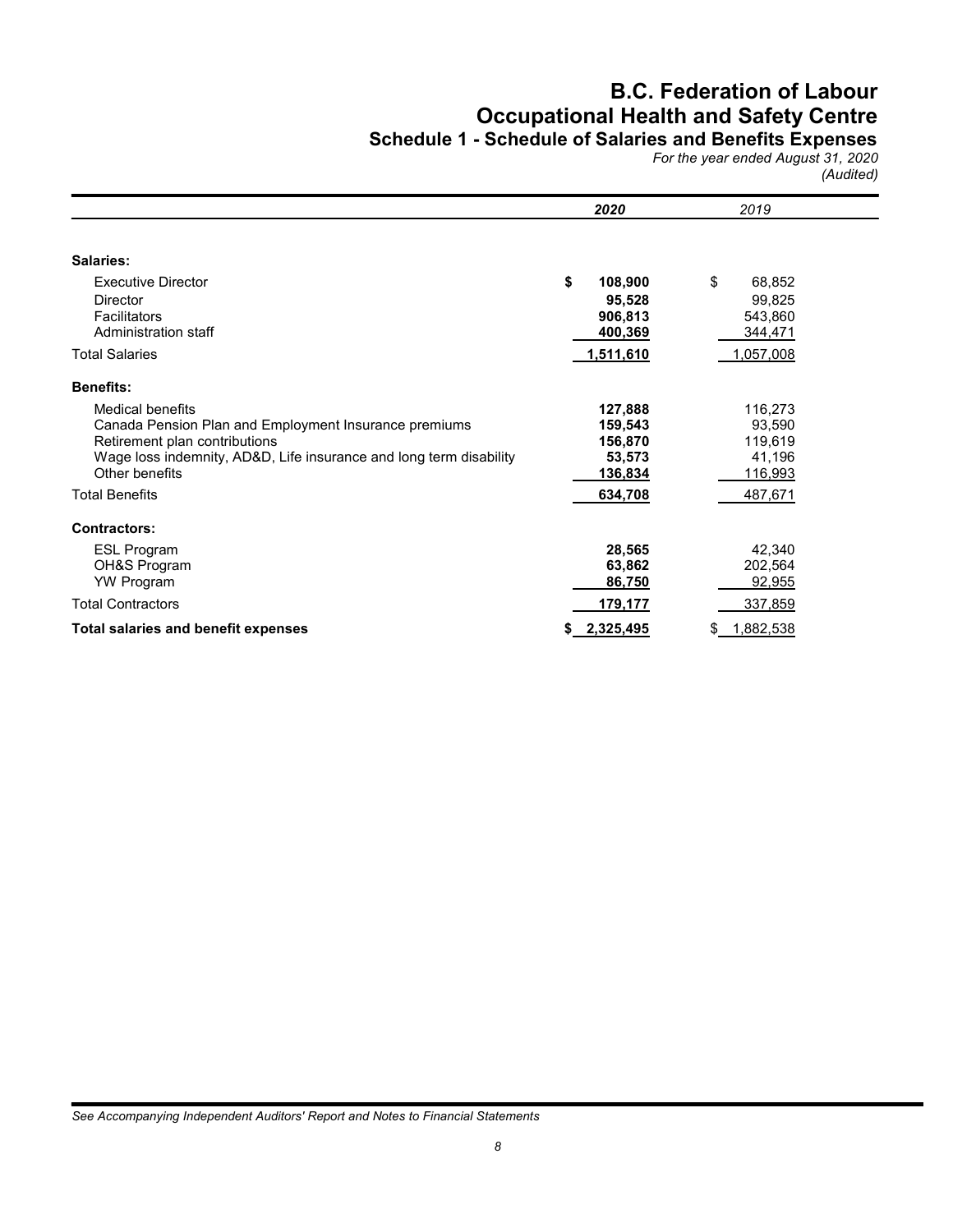# B.C. Federation of Labour
# Occupational Health and Safety Centre
## Schedule 1 - Schedule of Salaries and Benefits Expenses

*For the year ended August 31, 2020*
*(Audited)*

| | 2020 | 2019 |
|---|---|---|
| **Salaries:** | | |
| Executive Director | **$ 108,900** | $ 68,852 |
| Director | **95,528** | 99,825 |
| Facilitators | **906,813** | 543,860 |
| Administration staff | **400,369** | 344,471 |
| Total Salaries | **1,511,610** | 1,057,008 |
| **Benefits:** | | |
| Medical benefits | **127,888** | 116,273 |
| Canada Pension Plan and Employment Insurance premiums | **159,543** | 93,590 |
| Retirement plan contributions | **156,870** | 119,619 |
| Wage loss indemnity, AD&D, Life insurance and long term disability | **53,573** | 41,196 |
| Other benefits | **136,834** | 116,993 |
| Total Benefits | **634,708** | 487,671 |
| **Contractors:** | | |
| ESL Program | **28,565** | 42,340 |
| OH&S Program | **63,862** | 202,564 |
| YW Program | **86,750** | 92,955 |
| Total Contractors | **179,177** | 337,859 |
| **Total salaries and benefit expenses** | **$ 2,325,495** | $ 1,882,538 |

*See Accompanying Independent Auditors' Report and Notes to Financial Statements*